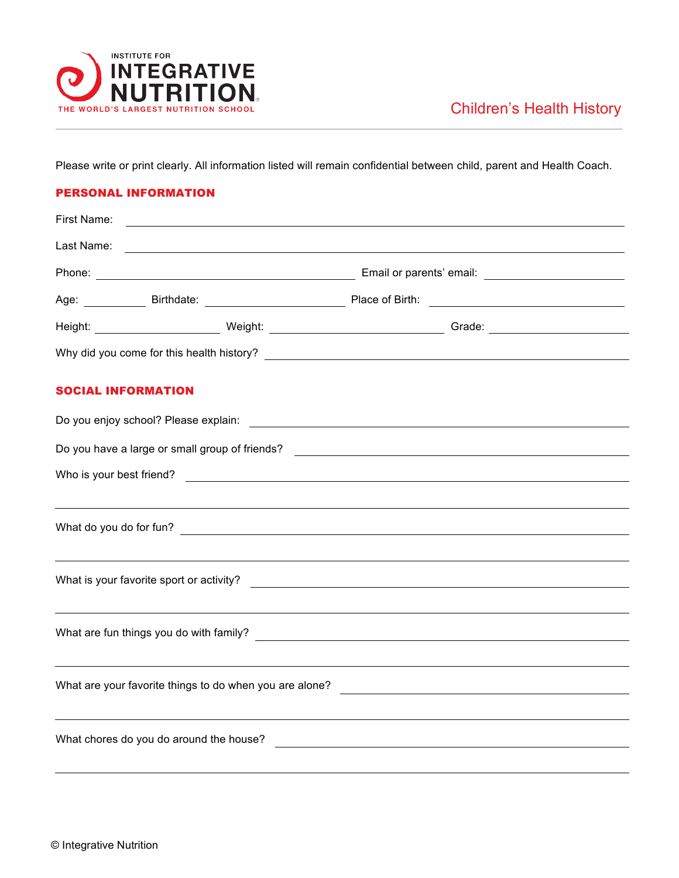INSTITUTE FOR **INTEGRATIVE NUTRITION**
THE WORLD'S LARGEST NUTRITION SCHOOL

# Children's Health History

Please write or print clearly. All information listed will remain confidential between child, parent and Health Coach.

## PERSONAL INFORMATION

First Name: ______________________________

Last Name: ______________________________

Phone: ____________________ Email or parents' email: ____________________

Age: __________ Birthdate: ____________________ Place of Birth: ____________________

Height: ______________ Weight: ______________ Grade: ______________

Why did you come for this health history? ______________________________

## SOCIAL INFORMATION

Do you enjoy school? Please explain: ______________________________

Do you have a large or small group of friends? ______________________________

Who is your best friend? ______________________________

______________________________

What do you do for fun? ______________________________

______________________________

What is your favorite sport or activity? ______________________________

______________________________

What are fun things you do with family? ______________________________

______________________________

What are your favorite things to do when you are alone? ______________________________

______________________________

What chores do you do around the house? ______________________________

______________________________

© Integrative Nutrition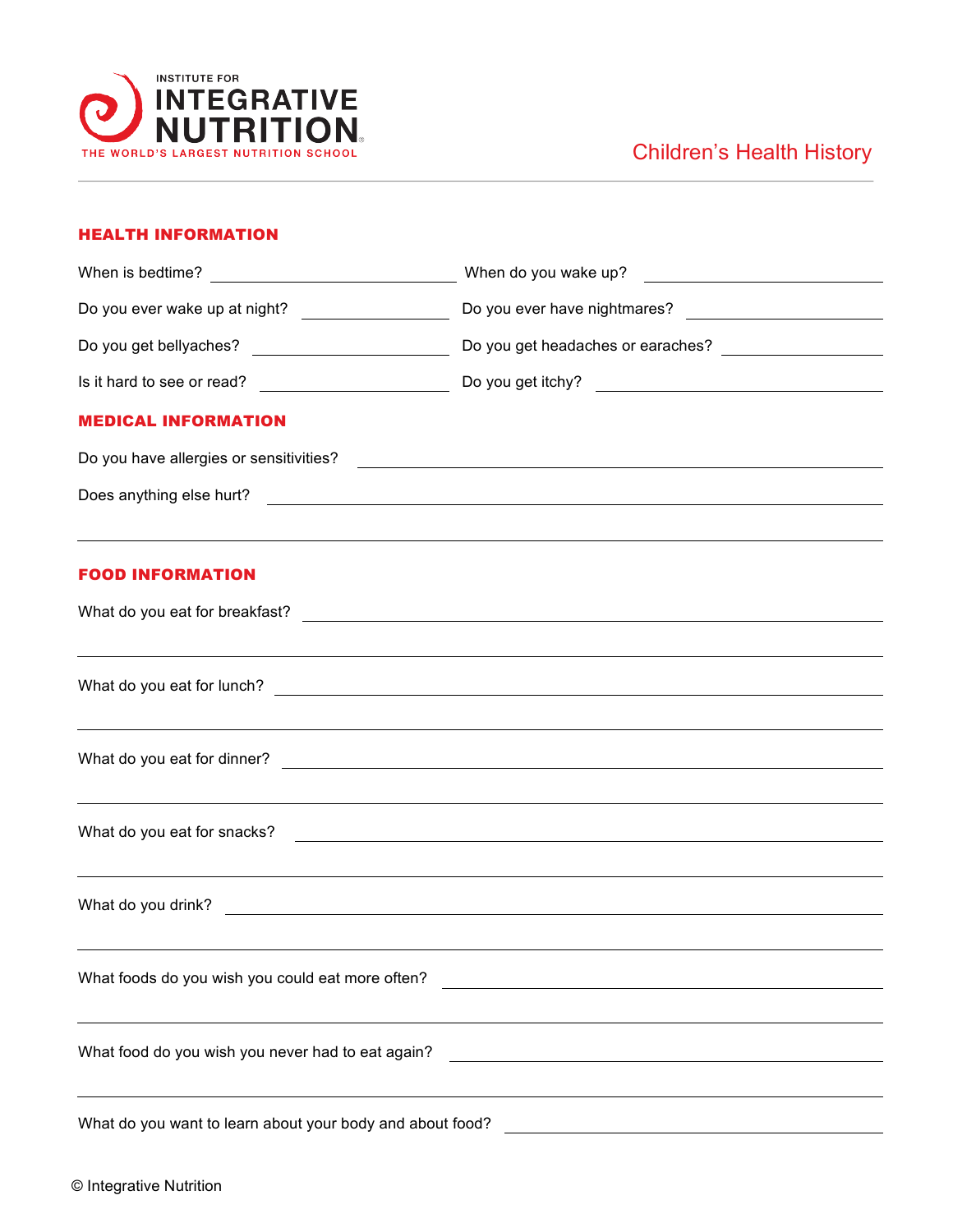INSTITUTE FOR **INTEGRATIVE NUTRITION**
THE WORLD'S LARGEST NUTRITION SCHOOL

# Children's Health History

## HEALTH INFORMATION

When is bedtime? ______________________ When do you wake up? ______________________

Do you ever wake up at night? ______________________ Do you ever have nightmares? ______________________

Do you get bellyaches? ______________________ Do you get headaches or earaches? ______________________

Is it hard to see or read? ______________________ Do you get itchy? ______________________

## MEDICAL INFORMATION

Do you have allergies or sensitivities? ______________________

Does anything else hurt? ______________________

______________________

## FOOD INFORMATION

What do you eat for breakfast? ______________________

______________________

What do you eat for lunch? ______________________

______________________

What do you eat for dinner? ______________________

______________________

What do you eat for snacks? ______________________

______________________

What do you drink? ______________________

______________________

What foods do you wish you could eat more often? ______________________

______________________

What food do you wish you never had to eat again? ______________________

______________________

What do you want to learn about your body and about food? ______________________

© Integrative Nutrition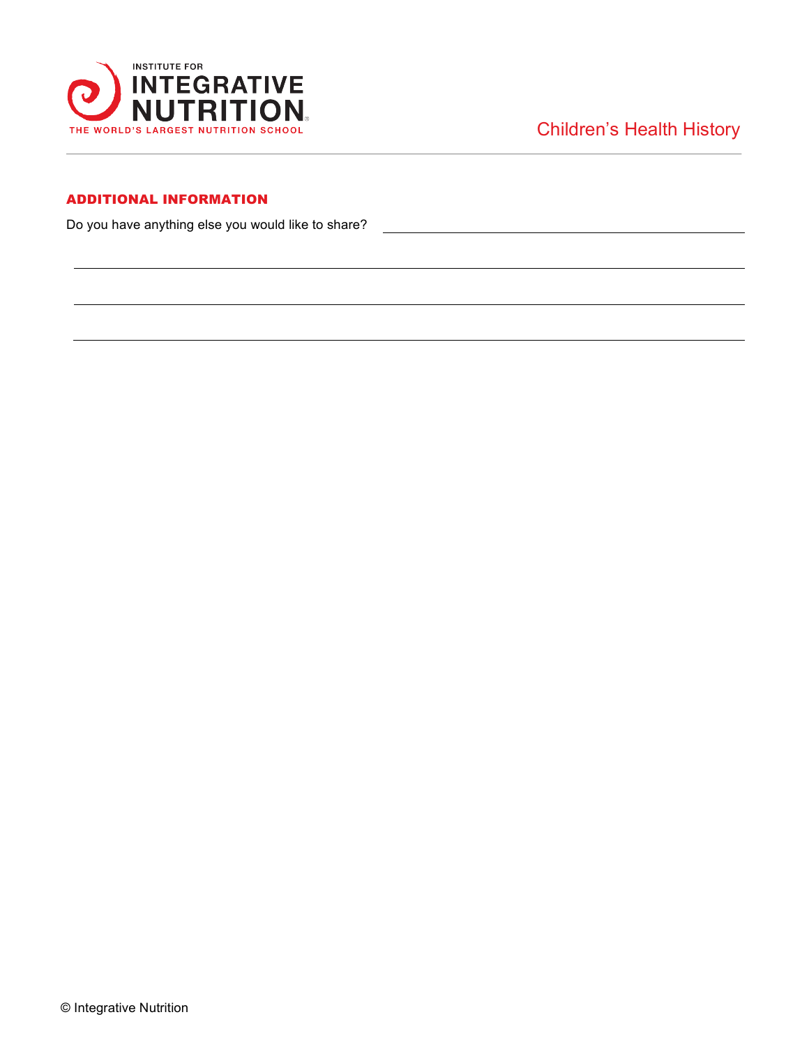## ADDITIONAL INFORMATION

Do you have anything else you would like to share? ______________________________

______________________________________________________________________

______________________________________________________________________

______________________________________________________________________